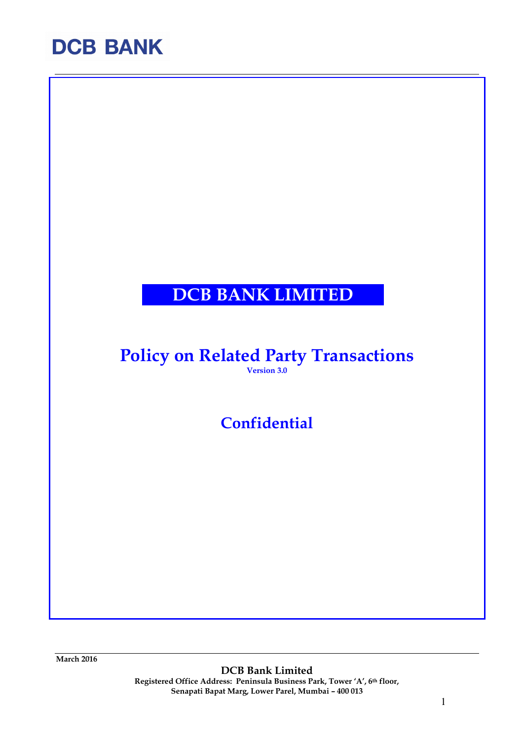DCB BANK

# DCB BANK LIMITED

## Policy on Related Party Transactions

**Version 3.0**

## Confidential

**March 2016**

**DCB Bank Limited**

**Registered Office Address: Peninsula Business Park, Tower 'A', 6th floor, Senapati Bapat Marg, Lower Parel, Mumbai – 400 013**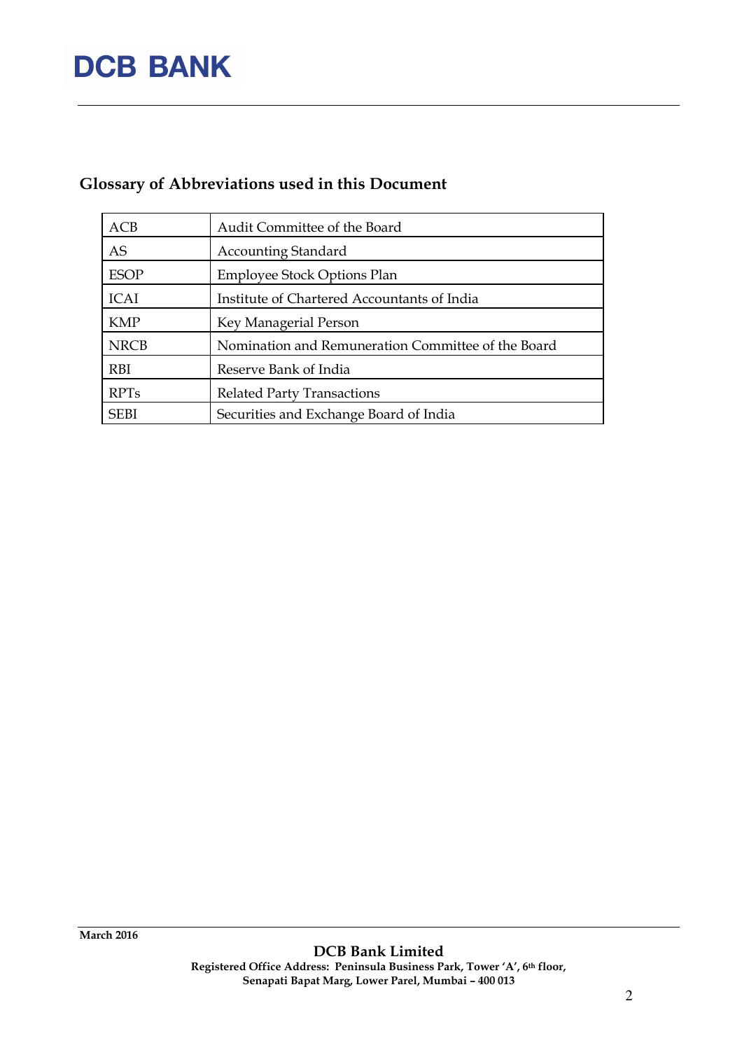## Glossary of Abbreviations used in this Document

| | |
|---|---|
| ACB | Audit Committee of the Board |
| AS | Accounting Standard |
| ESOP | Employee Stock Options Plan |
| ICAI | Institute of Chartered Accountants of India |
| KMP | Key Managerial Person |
| NRCB | Nomination and Remuneration Committee of the Board |
| RBI | Reserve Bank of India |
| RPTs | Related Party Transactions |
| SEBI | Securities and Exchange Board of India |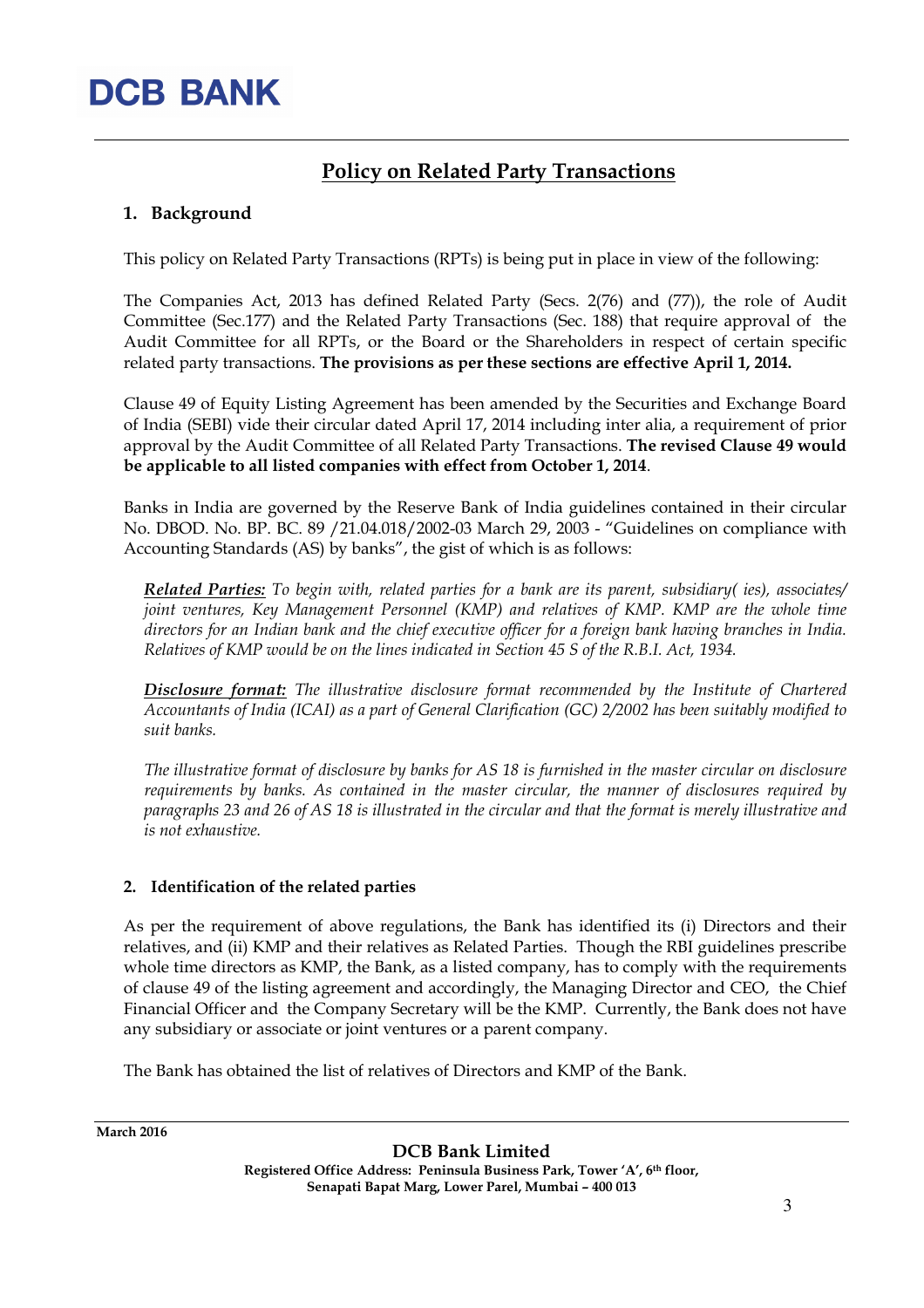## Policy on Related Party Transactions

### 1. Background

This policy on Related Party Transactions (RPTs) is being put in place in view of the following:

The Companies Act, 2013 has defined Related Party (Secs. 2(76) and (77)), the role of Audit Committee (Sec.177) and the Related Party Transactions (Sec. 188) that require approval of the Audit Committee for all RPTs, or the Board or the Shareholders in respect of certain specific related party transactions. **The provisions as per these sections are effective April 1, 2014.**

Clause 49 of Equity Listing Agreement has been amended by the Securities and Exchange Board of India (SEBI) vide their circular dated April 17, 2014 including inter alia, a requirement of prior approval by the Audit Committee of all Related Party Transactions. **The revised Clause 49 would be applicable to all listed companies with effect from October 1, 2014**.

Banks in India are governed by the Reserve Bank of India guidelines contained in their circular No. DBOD. No. BP. BC. 89 /21.04.018/2002-03 March 29, 2003 - "Guidelines on compliance with Accounting Standards (AS) by banks", the gist of which is as follows:

> ***Related Parties:*** *To begin with, related parties for a bank are its parent, subsidiary( ies), associates/ joint ventures, Key Management Personnel (KMP) and relatives of KMP. KMP are the whole time directors for an Indian bank and the chief executive officer for a foreign bank having branches in India. Relatives of KMP would be on the lines indicated in Section 45 S of the R.B.I. Act, 1934.*
>
> ***Disclosure format:*** *The illustrative disclosure format recommended by the Institute of Chartered Accountants of India (ICAI) as a part of General Clarification (GC) 2/2002 has been suitably modified to suit banks.*
>
> *The illustrative format of disclosure by banks for AS 18 is furnished in the master circular on disclosure requirements by banks. As contained in the master circular, the manner of disclosures required by paragraphs 23 and 26 of AS 18 is illustrated in the circular and that the format is merely illustrative and is not exhaustive.*

### 2. Identification of the related parties

As per the requirement of above regulations, the Bank has identified its (i) Directors and their relatives, and (ii) KMP and their relatives as Related Parties. Though the RBI guidelines prescribe whole time directors as KMP, the Bank, as a listed company, has to comply with the requirements of clause 49 of the listing agreement and accordingly, the Managing Director and CEO, the Chief Financial Officer and the Company Secretary will be the KMP. Currently, the Bank does not have any subsidiary or associate or joint ventures or a parent company.

The Bank has obtained the list of relatives of Directors and KMP of the Bank.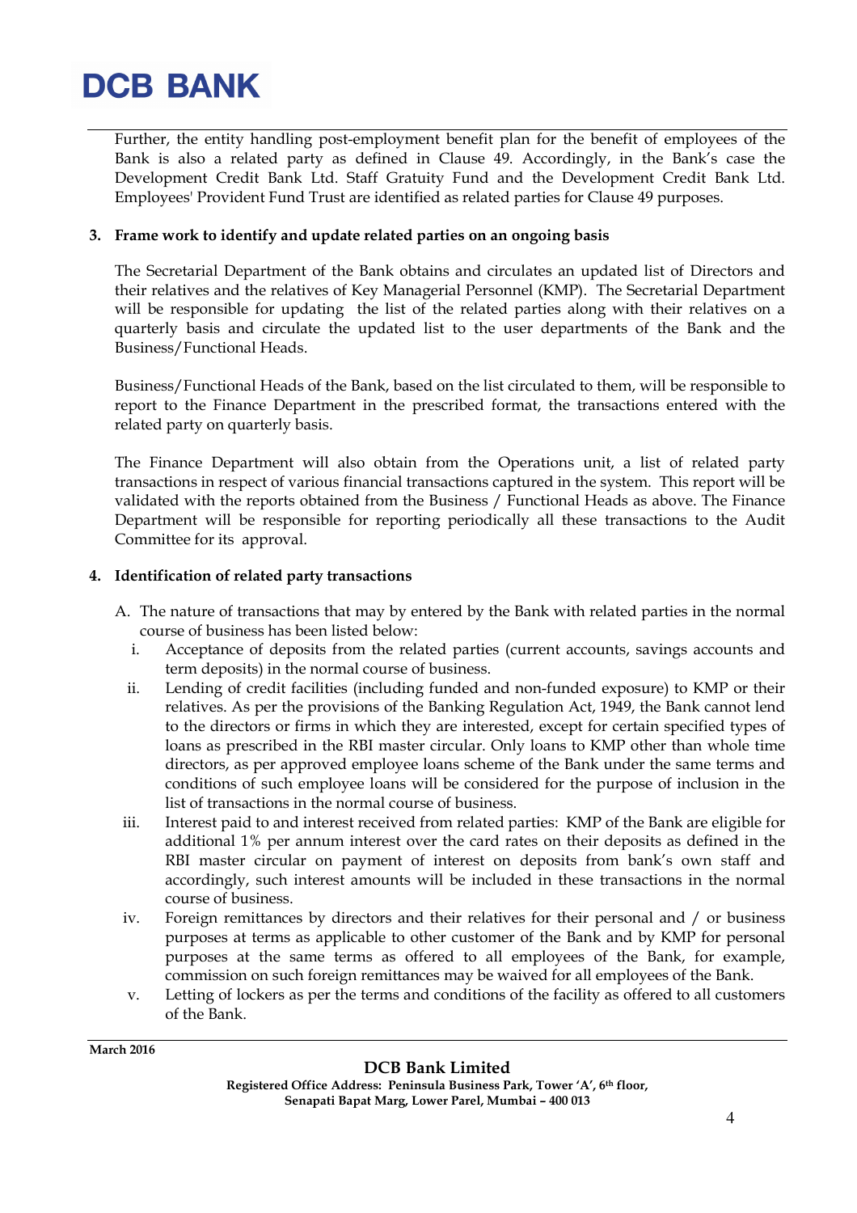Further, the entity handling post-employment benefit plan for the benefit of employees of the Bank is also a related party as defined in Clause 49. Accordingly, in the Bank's case the Development Credit Bank Ltd. Staff Gratuity Fund and the Development Credit Bank Ltd. Employees' Provident Fund Trust are identified as related parties for Clause 49 purposes.

**3. Frame work to identify and update related parties on an ongoing basis**

The Secretarial Department of the Bank obtains and circulates an updated list of Directors and their relatives and the relatives of Key Managerial Personnel (KMP). The Secretarial Department will be responsible for updating the list of the related parties along with their relatives on a quarterly basis and circulate the updated list to the user departments of the Bank and the Business/Functional Heads.

Business/Functional Heads of the Bank, based on the list circulated to them, will be responsible to report to the Finance Department in the prescribed format, the transactions entered with the related party on quarterly basis.

The Finance Department will also obtain from the Operations unit, a list of related party transactions in respect of various financial transactions captured in the system. This report will be validated with the reports obtained from the Business / Functional Heads as above. The Finance Department will be responsible for reporting periodically all these transactions to the Audit Committee for its approval.

**4. Identification of related party transactions**

A. The nature of transactions that may by entered by the Bank with related parties in the normal course of business has been listed below:

i. Acceptance of deposits from the related parties (current accounts, savings accounts and term deposits) in the normal course of business.

ii. Lending of credit facilities (including funded and non-funded exposure) to KMP or their relatives. As per the provisions of the Banking Regulation Act, 1949, the Bank cannot lend to the directors or firms in which they are interested, except for certain specified types of loans as prescribed in the RBI master circular. Only loans to KMP other than whole time directors, as per approved employee loans scheme of the Bank under the same terms and conditions of such employee loans will be considered for the purpose of inclusion in the list of transactions in the normal course of business.

iii. Interest paid to and interest received from related parties: KMP of the Bank are eligible for additional 1% per annum interest over the card rates on their deposits as defined in the RBI master circular on payment of interest on deposits from bank's own staff and accordingly, such interest amounts will be included in these transactions in the normal course of business.

iv. Foreign remittances by directors and their relatives for their personal and / or business purposes at terms as applicable to other customer of the Bank and by KMP for personal purposes at the same terms as offered to all employees of the Bank, for example, commission on such foreign remittances may be waived for all employees of the Bank.

v. Letting of lockers as per the terms and conditions of the facility as offered to all customers of the Bank.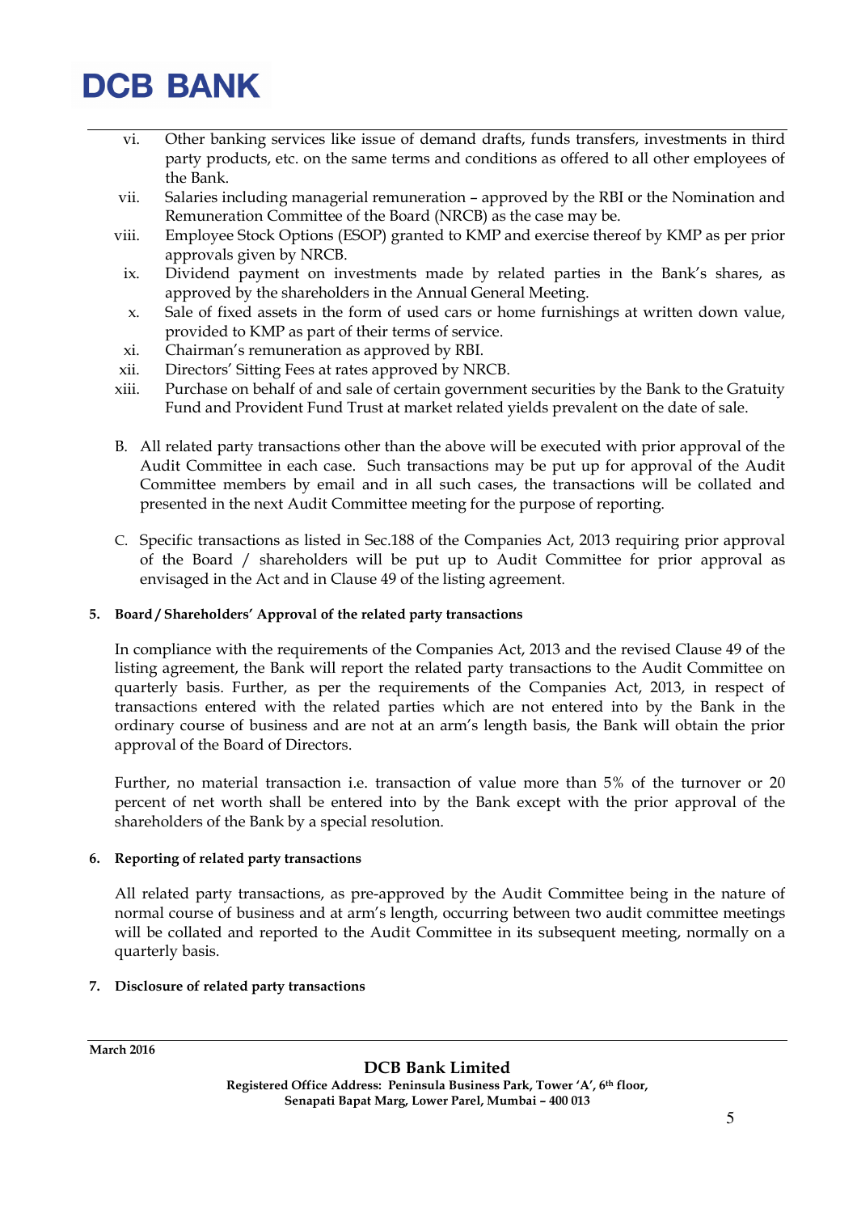vi. Other banking services like issue of demand drafts, funds transfers, investments in third party products, etc. on the same terms and conditions as offered to all other employees of the Bank.

vii. Salaries including managerial remuneration – approved by the RBI or the Nomination and Remuneration Committee of the Board (NRCB) as the case may be.

viii. Employee Stock Options (ESOP) granted to KMP and exercise thereof by KMP as per prior approvals given by NRCB.

ix. Dividend payment on investments made by related parties in the Bank's shares, as approved by the shareholders in the Annual General Meeting.

x. Sale of fixed assets in the form of used cars or home furnishings at written down value, provided to KMP as part of their terms of service.

xi. Chairman's remuneration as approved by RBI.

xii. Directors' Sitting Fees at rates approved by NRCB.

xiii. Purchase on behalf of and sale of certain government securities by the Bank to the Gratuity Fund and Provident Fund Trust at market related yields prevalent on the date of sale.

B. All related party transactions other than the above will be executed with prior approval of the Audit Committee in each case. Such transactions may be put up for approval of the Audit Committee members by email and in all such cases, the transactions will be collated and presented in the next Audit Committee meeting for the purpose of reporting.

C. Specific transactions as listed in Sec.188 of the Companies Act, 2013 requiring prior approval of the Board / shareholders will be put up to Audit Committee for prior approval as envisaged in the Act and in Clause 49 of the listing agreement.

**5. Board / Shareholders' Approval of the related party transactions**

In compliance with the requirements of the Companies Act, 2013 and the revised Clause 49 of the listing agreement, the Bank will report the related party transactions to the Audit Committee on quarterly basis. Further, as per the requirements of the Companies Act, 2013, in respect of transactions entered with the related parties which are not entered into by the Bank in the ordinary course of business and are not at an arm's length basis, the Bank will obtain the prior approval of the Board of Directors.

Further, no material transaction i.e. transaction of value more than 5% of the turnover or 20 percent of net worth shall be entered into by the Bank except with the prior approval of the shareholders of the Bank by a special resolution.

**6. Reporting of related party transactions**

All related party transactions, as pre-approved by the Audit Committee being in the nature of normal course of business and at arm's length, occurring between two audit committee meetings will be collated and reported to the Audit Committee in its subsequent meeting, normally on a quarterly basis.

**7. Disclosure of related party transactions**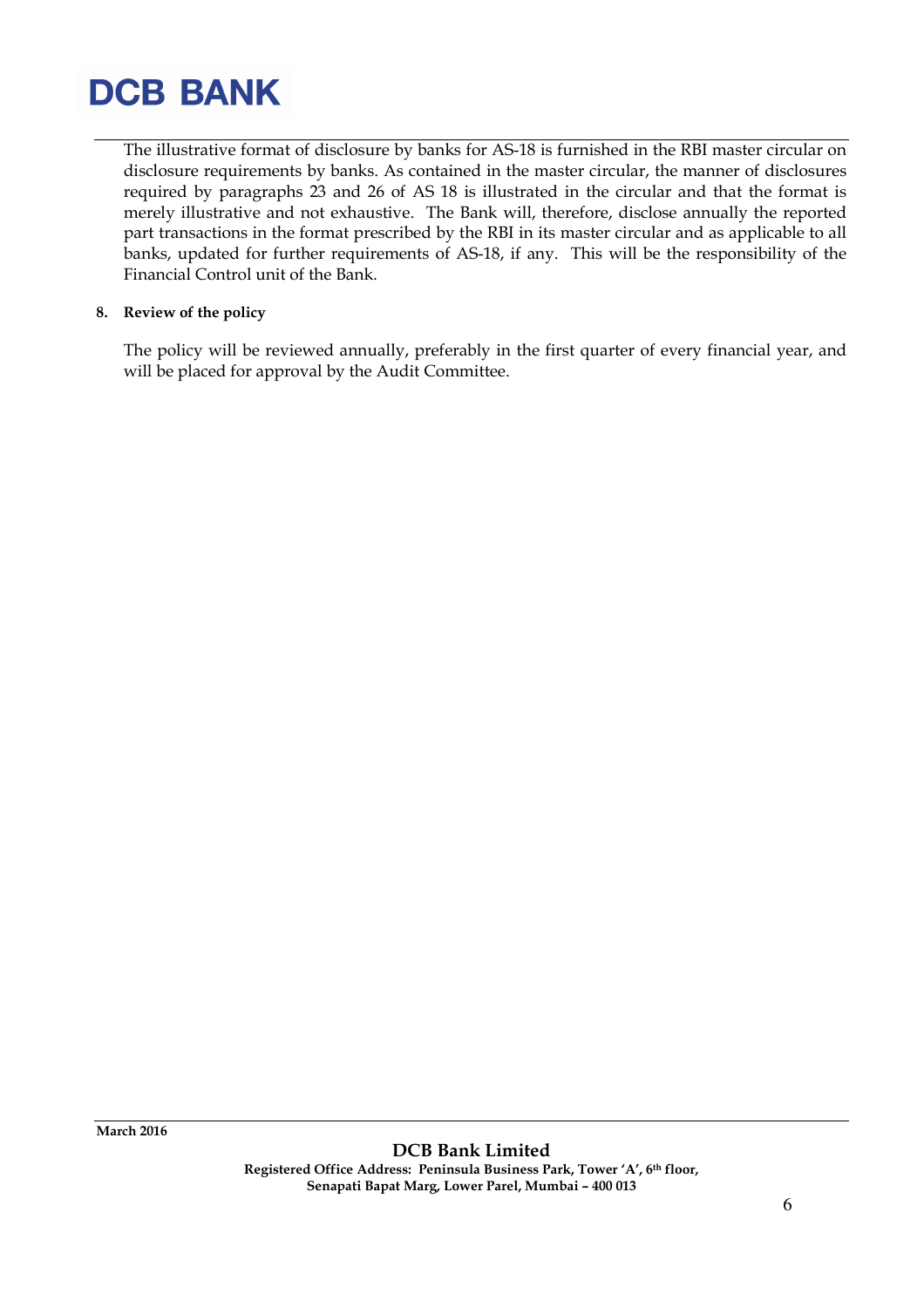The illustrative format of disclosure by banks for AS-18 is furnished in the RBI master circular on disclosure requirements by banks. As contained in the master circular, the manner of disclosures required by paragraphs 23 and 26 of AS 18 is illustrated in the circular and that the format is merely illustrative and not exhaustive. The Bank will, therefore, disclose annually the reported part transactions in the format prescribed by the RBI in its master circular and as applicable to all banks, updated for further requirements of AS-18, if any. This will be the responsibility of the Financial Control unit of the Bank.

**8. Review of the policy**

The policy will be reviewed annually, preferably in the first quarter of every financial year, and will be placed for approval by the Audit Committee.

**March 2016**